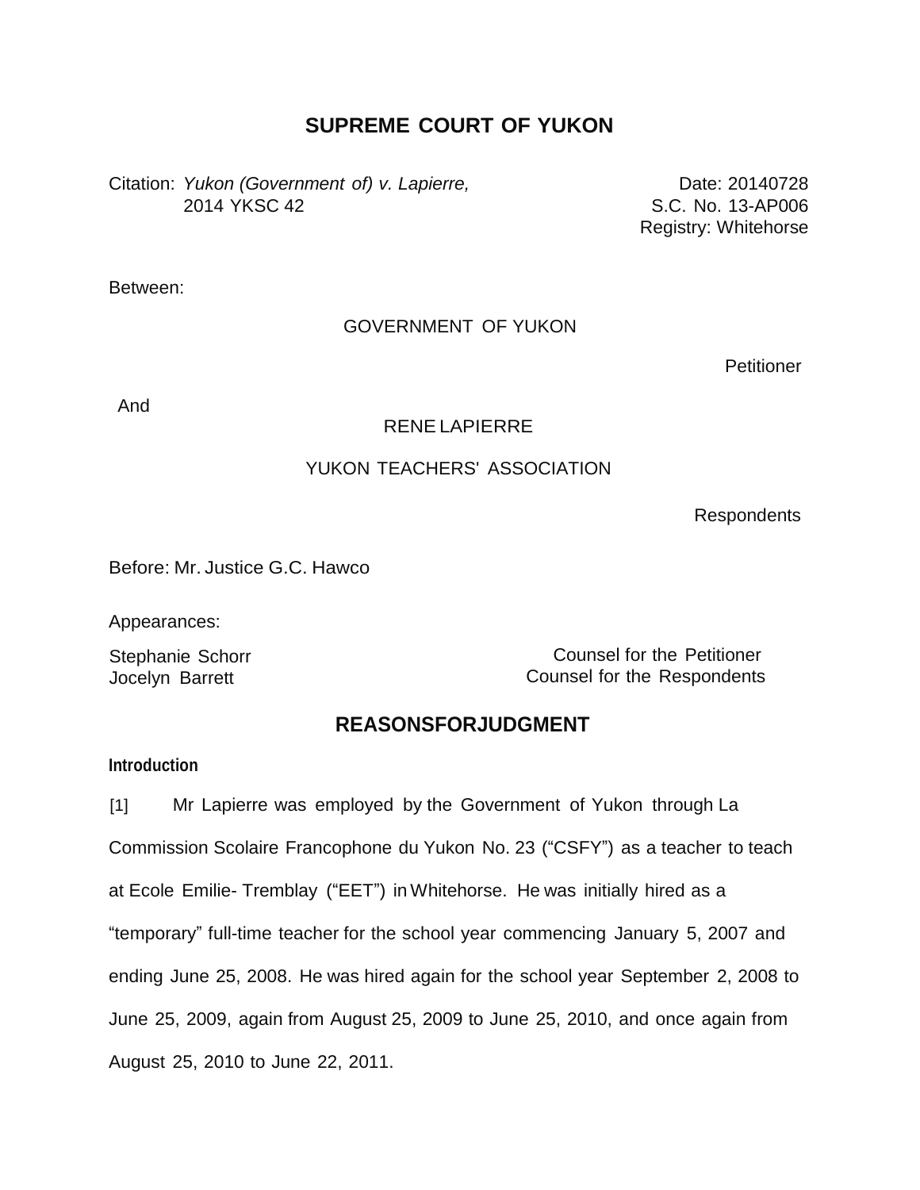# SUPREME COURT OF YUKON

Citation: *Yukon (Government of) v. Lapierre,* 2014 YKSC 42

Date: 20140728
S.C. No. 13-AP006
Registry: Whitehorse

Between:

GOVERNMENT OF YUKON

Petitioner

And

RENE LAPIERRE

YUKON TEACHERS' ASSOCIATION

Respondents

Before: Mr. Justice G.C. Hawco

Appearances:

Stephanie Schorr — Counsel for the Petitioner
Jocelyn Barrett — Counsel for the Respondents

## REASONSFORJUDGMENT

### Introduction

[1] Mr Lapierre was employed by the Government of Yukon through La Commission Scolaire Francophone du Yukon No. 23 ("CSFY") as a teacher to teach at Ecole Emilie- Tremblay ("EET") in Whitehorse. He was initially hired as a "temporary" full-time teacher for the school year commencing January 5, 2007 and ending June 25, 2008. He was hired again for the school year September 2, 2008 to June 25, 2009, again from August 25, 2009 to June 25, 2010, and once again from August 25, 2010 to June 22, 2011.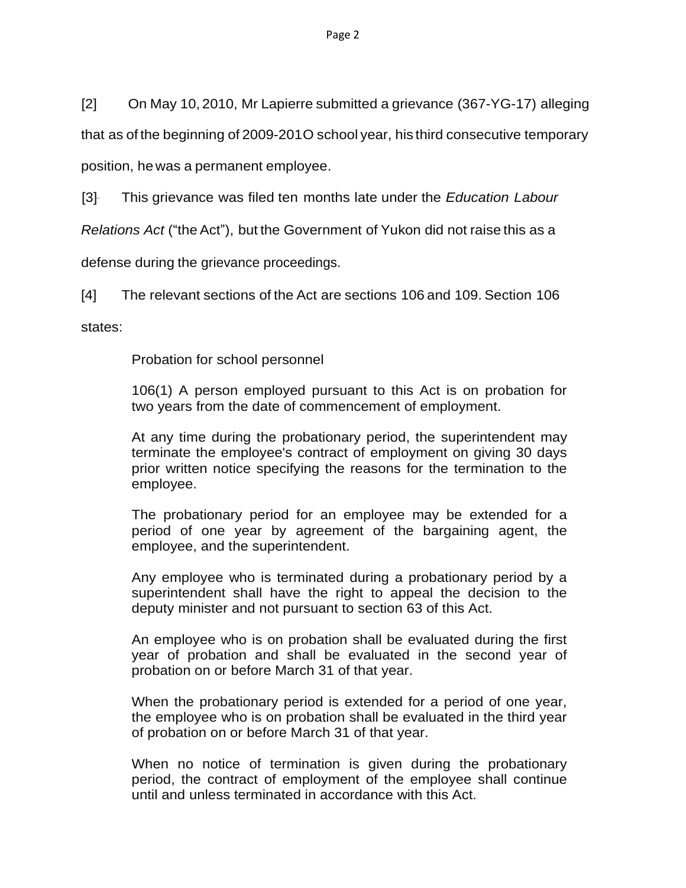[2] On May 10, 2010, Mr Lapierre submitted a grievance (367-YG-17) alleging that as of the beginning of 2009-201O school year, his third consecutive temporary position, he was a permanent employee.

[3] This grievance was filed ten months late under the *Education Labour Relations Act* ("the Act"), but the Government of Yukon did not raise this as a defense during the grievance proceedings.

[4] The relevant sections of the Act are sections 106 and 109. Section 106 states:

> Probation for school personnel
>
> 106(1) A person employed pursuant to this Act is on probation for two years from the date of commencement of employment.
>
> At any time during the probationary period, the superintendent may terminate the employee's contract of employment on giving 30 days prior written notice specifying the reasons for the termination to the employee.
>
> The probationary period for an employee may be extended for a period of one year by agreement of the bargaining agent, the employee, and the superintendent.
>
> Any employee who is terminated during a probationary period by a superintendent shall have the right to appeal the decision to the deputy minister and not pursuant to section 63 of this Act.
>
> An employee who is on probation shall be evaluated during the first year of probation and shall be evaluated in the second year of probation on or before March 31 of that year.
>
> When the probationary period is extended for a period of one year, the employee who is on probation shall be evaluated in the third year of probation on or before March 31 of that year.
>
> When no notice of termination is given during the probationary period, the contract of employment of the employee shall continue until and unless terminated in accordance with this Act.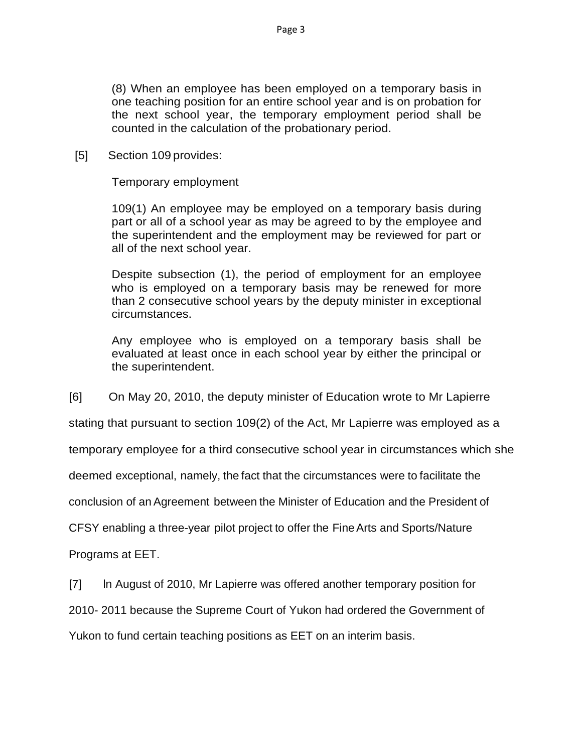> (8) When an employee has been employed on a temporary basis in one teaching position for an entire school year and is on probation for the next school year, the temporary employment period shall be counted in the calculation of the probationary period.

[5] Section 109 provides:

> Temporary employment
>
> 109(1) An employee may be employed on a temporary basis during part or all of a school year as may be agreed to by the employee and the superintendent and the employment may be reviewed for part or all of the next school year.
>
> Despite subsection (1), the period of employment for an employee who is employed on a temporary basis may be renewed for more than 2 consecutive school years by the deputy minister in exceptional circumstances.
>
> Any employee who is employed on a temporary basis shall be evaluated at least once in each school year by either the principal or the superintendent.

[6] On May 20, 2010, the deputy minister of Education wrote to Mr Lapierre stating that pursuant to section 109(2) of the Act, Mr Lapierre was employed as a temporary employee for a third consecutive school year in circumstances which she deemed exceptional, namely, the fact that the circumstances were to facilitate the conclusion of an Agreement between the Minister of Education and the President of CFSY enabling a three-year pilot project to offer the Fine Arts and Sports/Nature Programs at EET.

[7] ln August of 2010, Mr Lapierre was offered another temporary position for 2010- 2011 because the Supreme Court of Yukon had ordered the Government of Yukon to fund certain teaching positions as EET on an interim basis.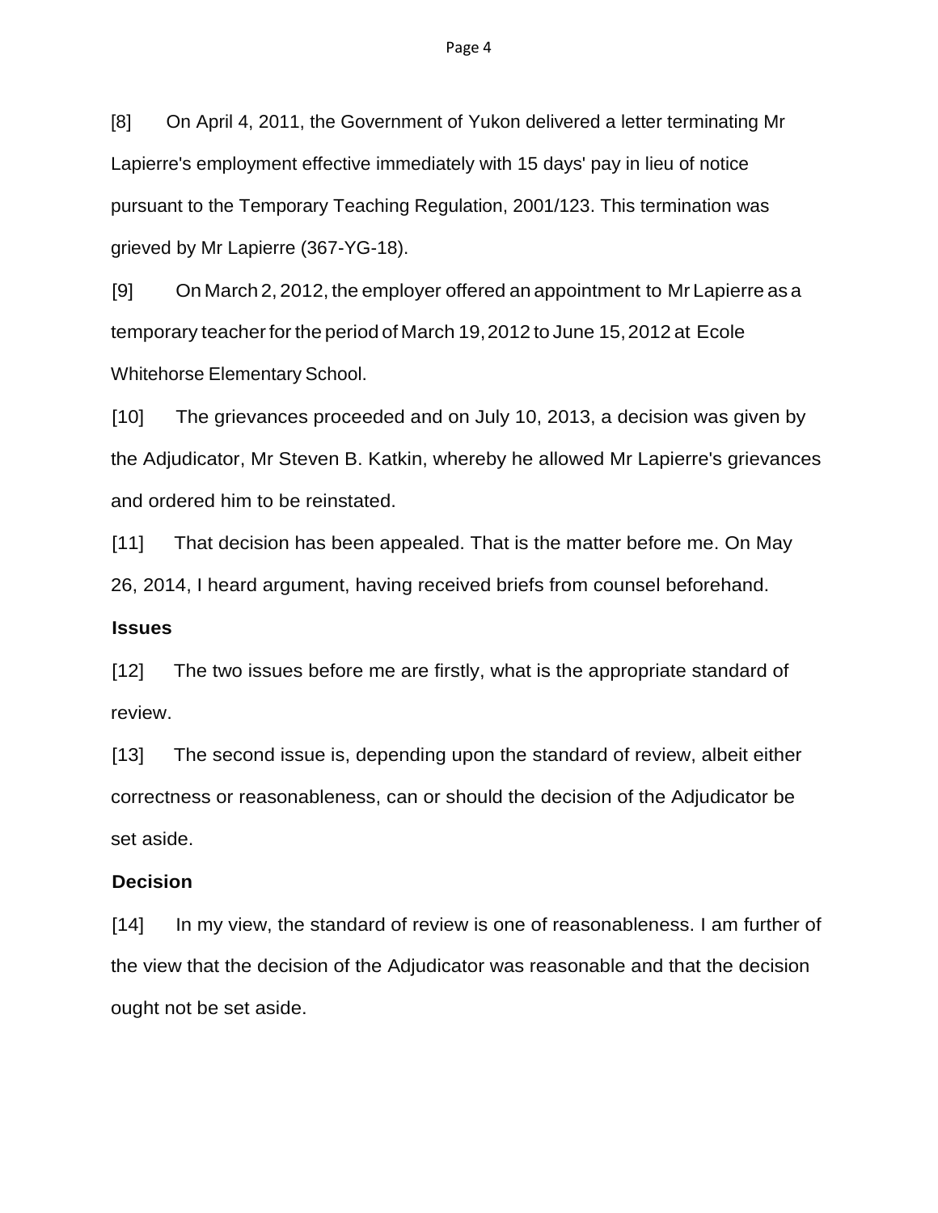[8] On April 4, 2011, the Government of Yukon delivered a letter terminating Mr Lapierre's employment effective immediately with 15 days' pay in lieu of notice pursuant to the Temporary Teaching Regulation, 2001/123. This termination was grieved by Mr Lapierre (367-YG-18).

[9] On March 2, 2012, the employer offered an appointment to Mr Lapierre as a temporary teacher for the period of March 19, 2012 to June 15, 2012 at Ecole Whitehorse Elementary School.

[10] The grievances proceeded and on July 10, 2013, a decision was given by the Adjudicator, Mr Steven B. Katkin, whereby he allowed Mr Lapierre's grievances and ordered him to be reinstated.

[11] That decision has been appealed. That is the matter before me. On May 26, 2014, I heard argument, having received briefs from counsel beforehand.

**Issues**

[12] The two issues before me are firstly, what is the appropriate standard of review.

[13] The second issue is, depending upon the standard of review, albeit either correctness or reasonableness, can or should the decision of the Adjudicator be set aside.

**Decision**

[14] In my view, the standard of review is one of reasonableness. I am further of the view that the decision of the Adjudicator was reasonable and that the decision ought not be set aside.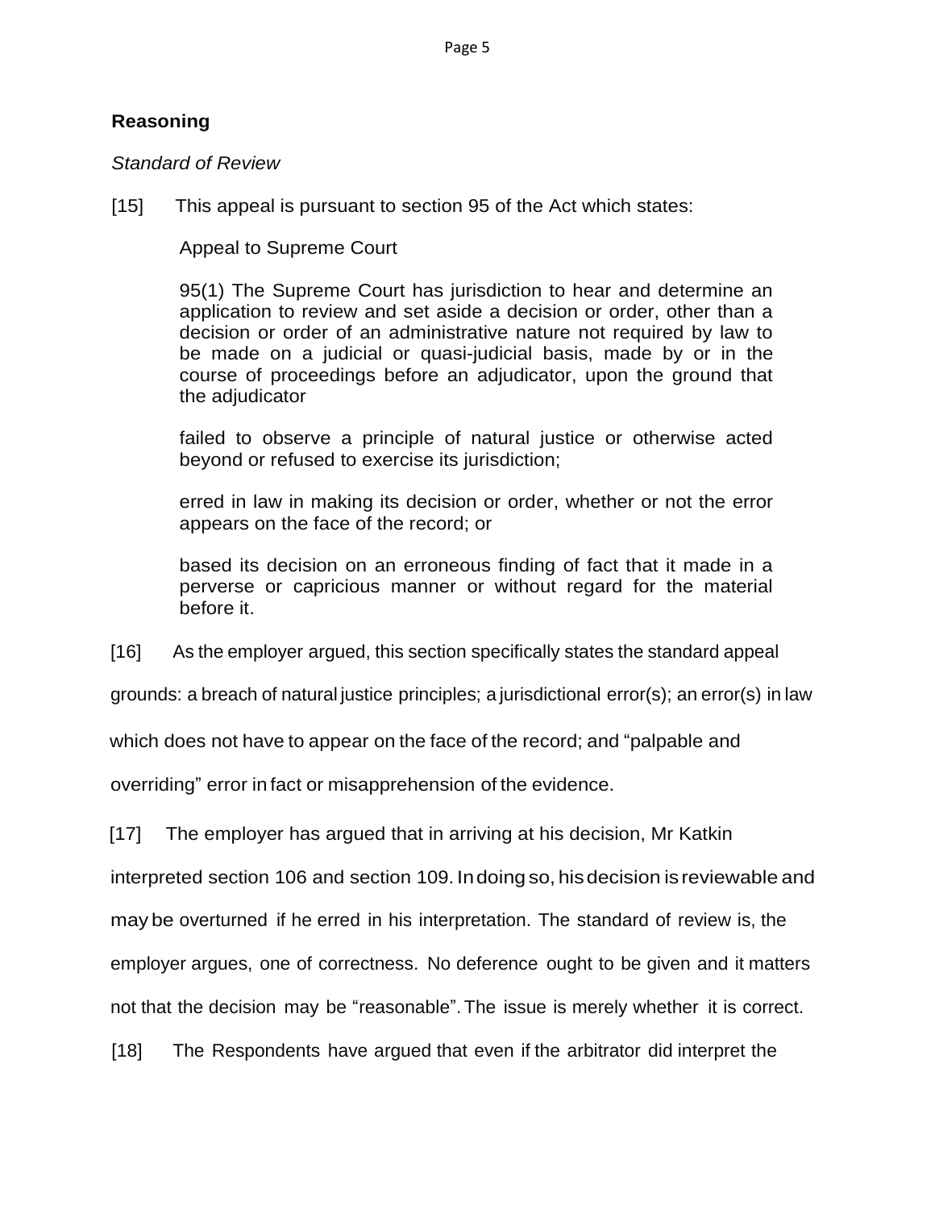## Reasoning

*Standard of Review*

[15] This appeal is pursuant to section 95 of the Act which states:

> Appeal to Supreme Court
>
> 95(1) The Supreme Court has jurisdiction to hear and determine an application to review and set aside a decision or order, other than a decision or order of an administrative nature not required by law to be made on a judicial or quasi-judicial basis, made by or in the course of proceedings before an adjudicator, upon the ground that the adjudicator
>
> failed to observe a principle of natural justice or otherwise acted beyond or refused to exercise its jurisdiction;
>
> erred in law in making its decision or order, whether or not the error appears on the face of the record; or
>
> based its decision on an erroneous finding of fact that it made in a perverse or capricious manner or without regard for the material before it.

[16] As the employer argued, this section specifically states the standard appeal grounds: a breach of natural justice principles; a jurisdictional error(s); an error(s) in law which does not have to appear on the face of the record; and "palpable and overriding" error in fact or misapprehension of the evidence.

[17] The employer has argued that in arriving at his decision, Mr Katkin interpreted section 106 and section 109. In doing so, his decision is reviewable and may be overturned if he erred in his interpretation. The standard of review is, the employer argues, one of correctness. No deference ought to be given and it matters not that the decision may be "reasonable". The issue is merely whether it is correct.

[18] The Respondents have argued that even if the arbitrator did interpret the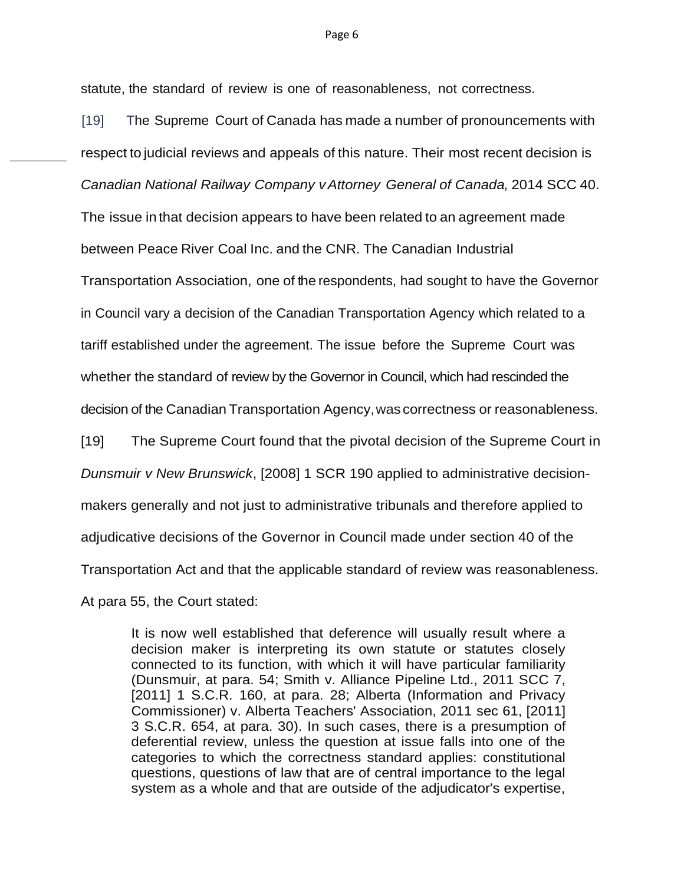statute, the standard of review is one of reasonableness, not correctness.

[19] The Supreme Court of Canada has made a number of pronouncements with respect to judicial reviews and appeals of this nature. Their most recent decision is *Canadian National Railway Company v Attorney General of Canada,* 2014 SCC 40. The issue in that decision appears to have been related to an agreement made between Peace River Coal Inc. and the CNR. The Canadian Industrial Transportation Association, one of the respondents, had sought to have the Governor in Council vary a decision of the Canadian Transportation Agency which related to a tariff established under the agreement. The issue before the Supreme Court was whether the standard of review by the Governor in Council, which had rescinded the decision of the Canadian Transportation Agency, was correctness or reasonableness.

[19] The Supreme Court found that the pivotal decision of the Supreme Court in *Dunsmuir v New Brunswick*, [2008] 1 SCR 190 applied to administrative decision-makers generally and not just to administrative tribunals and therefore applied to adjudicative decisions of the Governor in Council made under section 40 of the Transportation Act and that the applicable standard of review was reasonableness. At para 55, the Court stated:

> It is now well established that deference will usually result where a decision maker is interpreting its own statute or statutes closely connected to its function, with which it will have particular familiarity (Dunsmuir, at para. 54; Smith v. Alliance Pipeline Ltd., 2011 SCC 7, [2011] 1 S.C.R. 160, at para. 28; Alberta (Information and Privacy Commissioner) v. Alberta Teachers' Association, 2011 sec 61, [2011] 3 S.C.R. 654, at para. 30). In such cases, there is a presumption of deferential review, unless the question at issue falls into one of the categories to which the correctness standard applies: constitutional questions, questions of law that are of central importance to the legal system as a whole and that are outside of the adjudicator's expertise,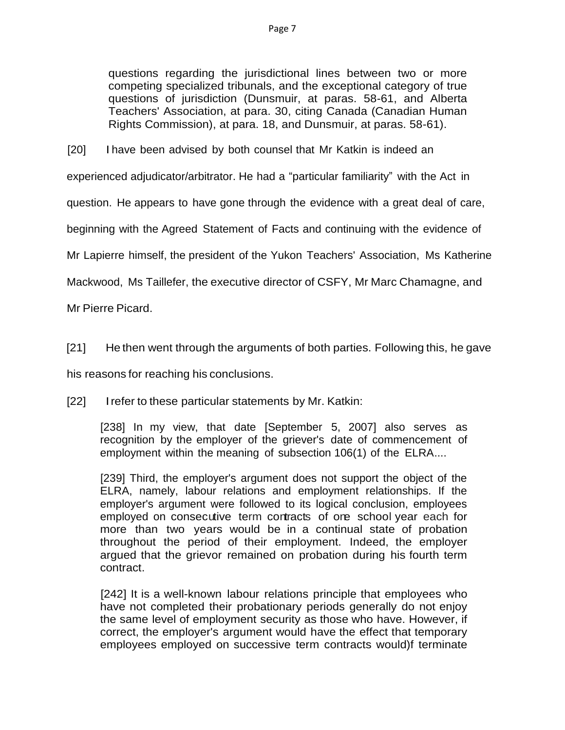> questions regarding the jurisdictional lines between two or more competing specialized tribunals, and the exceptional category of true questions of jurisdiction (Dunsmuir, at paras. 58-61, and Alberta Teachers' Association, at para. 30, citing Canada (Canadian Human Rights Commission), at para. 18, and Dunsmuir, at paras. 58-61).

[20] I have been advised by both counsel that Mr Katkin is indeed an experienced adjudicator/arbitrator. He had a "particular familiarity" with the Act in question. He appears to have gone through the evidence with a great deal of care, beginning with the Agreed Statement of Facts and continuing with the evidence of Mr Lapierre himself, the president of the Yukon Teachers' Association, Ms Katherine Mackwood, Ms Taillefer, the executive director of CSFY, Mr Marc Chamagne, and Mr Pierre Picard.

[21] He then went through the arguments of both parties. Following this, he gave his reasons for reaching his conclusions.

[22] I refer to these particular statements by Mr. Katkin:

> [238] In my view, that date [September 5, 2007] also serves as recognition by the employer of the griever's date of commencement of employment within the meaning of subsection 106(1) of the ELRA....
>
> [239] Third, the employer's argument does not support the object of the ELRA, namely, labour relations and employment relationships. If the employer's argument were followed to its logical conclusion, employees employed on consecutive term contracts of one school year each for more than two years would be in a continual state of probation throughout the period of their employment. Indeed, the employer argued that the grievor remained on probation during his fourth term contract.
>
> [242] It is a well-known labour relations principle that employees who have not completed their probationary periods generally do not enjoy the same level of employment security as those who have. However, if correct, the employer's argument would have the effect that temporary employees employed on successive term contracts would)f terminate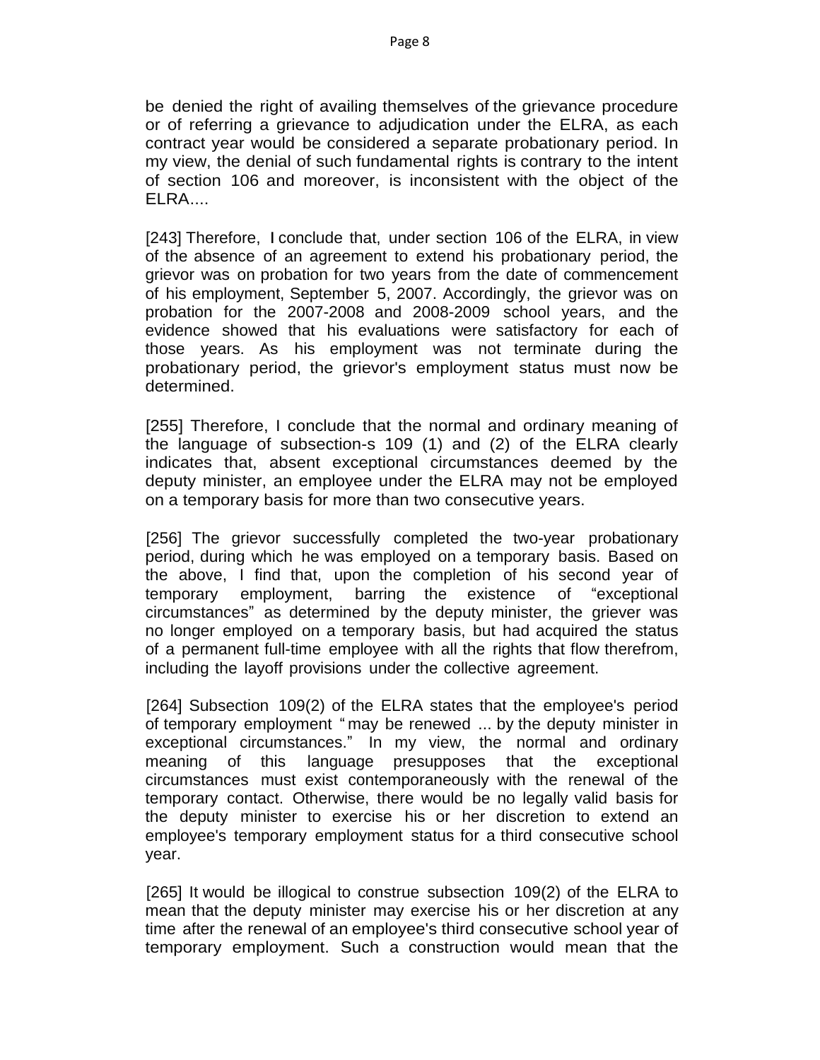be denied the right of availing themselves of the grievance procedure or of referring a grievance to adjudication under the ELRA, as each contract year would be considered a separate probationary period. In my view, the denial of such fundamental rights is contrary to the intent of section 106 and moreover, is inconsistent with the object of the ELRA....

[243] Therefore, I conclude that, under section 106 of the ELRA, in view of the absence of an agreement to extend his probationary period, the grievor was on probation for two years from the date of commencement of his employment, September 5, 2007. Accordingly, the grievor was on probation for the 2007-2008 and 2008-2009 school years, and the evidence showed that his evaluations were satisfactory for each of those years. As his employment was not terminate during the probationary period, the grievor's employment status must now be determined.

[255] Therefore, I conclude that the normal and ordinary meaning of the language of subsection-s 109 (1) and (2) of the ELRA clearly indicates that, absent exceptional circumstances deemed by the deputy minister, an employee under the ELRA may not be employed on a temporary basis for more than two consecutive years.

[256] The grievor successfully completed the two-year probationary period, during which he was employed on a temporary basis. Based on the above, I find that, upon the completion of his second year of temporary employment, barring the existence of "exceptional circumstances" as determined by the deputy minister, the griever was no longer employed on a temporary basis, but had acquired the status of a permanent full-time employee with all the rights that flow therefrom, including the layoff provisions under the collective agreement.

[264] Subsection 109(2) of the ELRA states that the employee's period of temporary employment " may be renewed ... by the deputy minister in exceptional circumstances." In my view, the normal and ordinary meaning of this language presupposes that the exceptional circumstances must exist contemporaneously with the renewal of the temporary contact. Otherwise, there would be no legally valid basis for the deputy minister to exercise his or her discretion to extend an employee's temporary employment status for a third consecutive school year.

[265] It would be illogical to construe subsection 109(2) of the ELRA to mean that the deputy minister may exercise his or her discretion at any time after the renewal of an employee's third consecutive school year of temporary employment. Such a construction would mean that the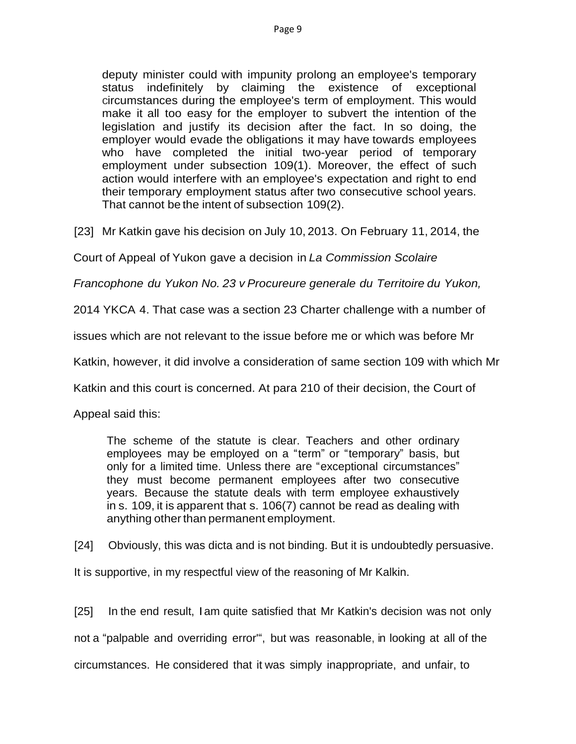> deputy minister could with impunity prolong an employee's temporary status indefinitely by claiming the existence of exceptional circumstances during the employee's term of employment. This would make it all too easy for the employer to subvert the intention of the legislation and justify its decision after the fact. In so doing, the employer would evade the obligations it may have towards employees who have completed the initial two-year period of temporary employment under subsection 109(1). Moreover, the effect of such action would interfere with an employee's expectation and right to end their temporary employment status after two consecutive school years. That cannot be the intent of subsection 109(2).

[23] Mr Katkin gave his decision on July 10, 2013. On February 11, 2014, the Court of Appeal of Yukon gave a decision in *La Commission Scolaire Francophone du Yukon No. 23 v Procureure generale du Territoire du Yukon,* 2014 YKCA 4. That case was a section 23 Charter challenge with a number of issues which are not relevant to the issue before me or which was before Mr Katkin, however, it did involve a consideration of same section 109 with which Mr Katkin and this court is concerned. At para 210 of their decision, the Court of Appeal said this:

> The scheme of the statute is clear. Teachers and other ordinary employees may be employed on a "term" or "temporary" basis, but only for a limited time. Unless there are "exceptional circumstances" they must become permanent employees after two consecutive years. Because the statute deals with term employee exhaustively in s. 109, it is apparent that s. 106(7) cannot be read as dealing with anything other than permanent employment.

[24] Obviously, this was dicta and is not binding. But it is undoubtedly persuasive. It is supportive, in my respectful view of the reasoning of Mr Kalkin.

[25] In the end result, I am quite satisfied that Mr Katkin's decision was not only not a "palpable and overriding error'", but was reasonable, in looking at all of the circumstances. He considered that it was simply inappropriate, and unfair, to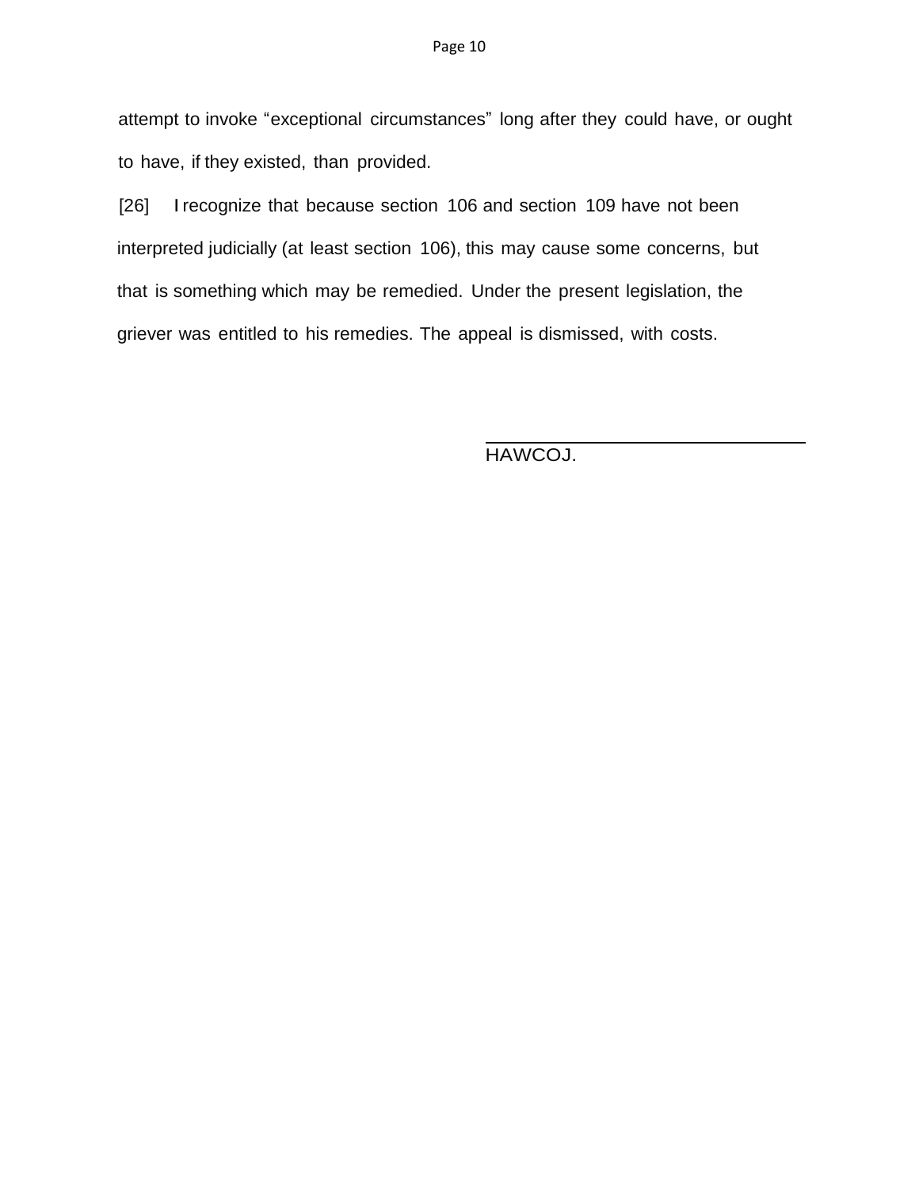attempt to invoke "exceptional circumstances" long after they could have, or ought to have, if they existed, than provided.

[26] I recognize that because section 106 and section 109 have not been interpreted judicially (at least section 106), this may cause some concerns, but that is something which may be remedied. Under the present legislation, the griever was entitled to his remedies. The appeal is dismissed, with costs.

HAWCOJ.